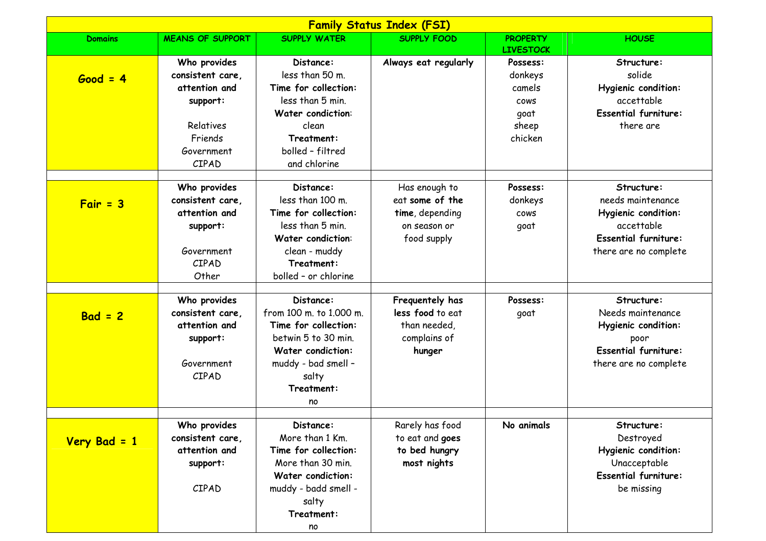# Family Status Index (FSI)

| Domains | MEANS OF SUPPORT | SUPPLY WATER | SUPPLY FOOD | PROPERTY LIVESTOCK | HOUSE |
|---|---|---|---|---|---|
| **Good = 4** | **Who provides consistent care, attention and support:** Relatives Friends Government CIPAD | **Distance:** less than 50 m. **Time for collection:** less than 5 min. **Water condiction:** clean **Treatment:** bolled – filtred and chlorine | **Always eat regularly** | **Possess:** donkeys camels cows goat sheep chicken | **Structure:** solide **Hygienic condition:** accettable **Essential furniture:** there are |
| **Fair = 3** | **Who provides consistent care, attention and support:** Government CIPAD Other | **Distance:** less than 100 m. **Time for collection:** less than 5 min. **Water condiction:** clean - muddy **Treatment:** bolled – or chlorine | Has enough to eat **some of the time**, depending on season or food supply | **Possess:** donkeys cows goat | **Structure:** needs maintenance **Hygienic condition:** accettable **Essential furniture:** there are no complete |
| **Bad = 2** | **Who provides consistent care, attention and support:** Government CIPAD | **Distance:** from 100 m. to 1.000 m. **Time for collection:** betwin 5 to 30 min. **Water condiction:** muddy - bad smell – salty **Treatment:** no | **Frequently has less food** to eat than needed, complains of **hunger** | **Possess:** goat | **Structure:** Needs maintenance **Hygienic condition:** poor **Essential furniture:** there are no complete |
| **Very Bad = 1** | **Who provides consistent care, attention and support:** CIPAD | **Distance:** More than 1 Km. **Time for collection:** More than 30 min. **Water condiction:** muddy - badd smell - salty **Treatment:** no | Rarely has food to eat and **goes to bed hungry most nights** | **No animals** | **Structure:** Destroyed **Hygienic condition:** Unacceptable **Essential furniture:** be missing |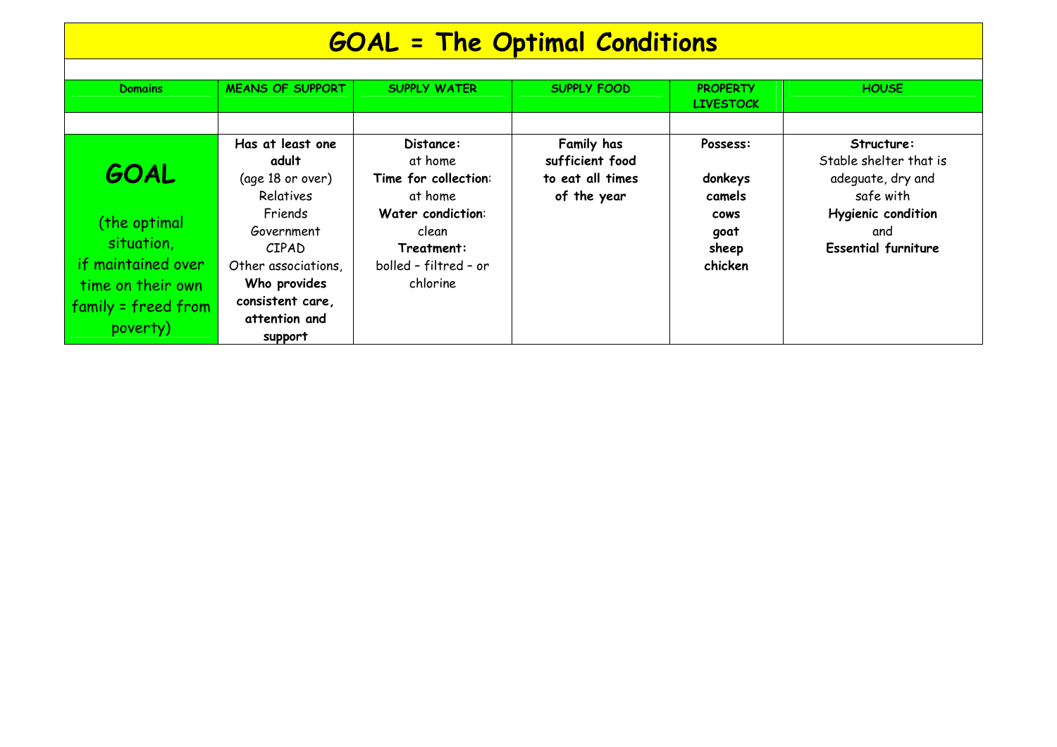# GOAL = The Optimal Conditions

| Domains | MEANS OF SUPPORT | SUPPLY WATER | SUPPLY FOOD | PROPERTY LIVESTOCK | HOUSE |
|---|---|---|---|---|---|
| | | | | | |
| **GOAL** (the optimal situation, if maintained over time on their own family = freed from poverty) | **Has at least one adult** (age 18 or over) Relatives Friends Government CIPAD Other associations, **Who provides consistent care, attention and support** | **Distance:** at home **Time for collection**: at home **Water condiction**: clean **Treatment:** bolled – filtred – or chlorine | **Family has sufficient food to eat all times of the year** | **Possess:** **donkeys camels cows goat sheep chicken** | **Structure:** Stable shelter that is adeguate, dry and safe with **Hygienic condition** and **Essential furniture** |